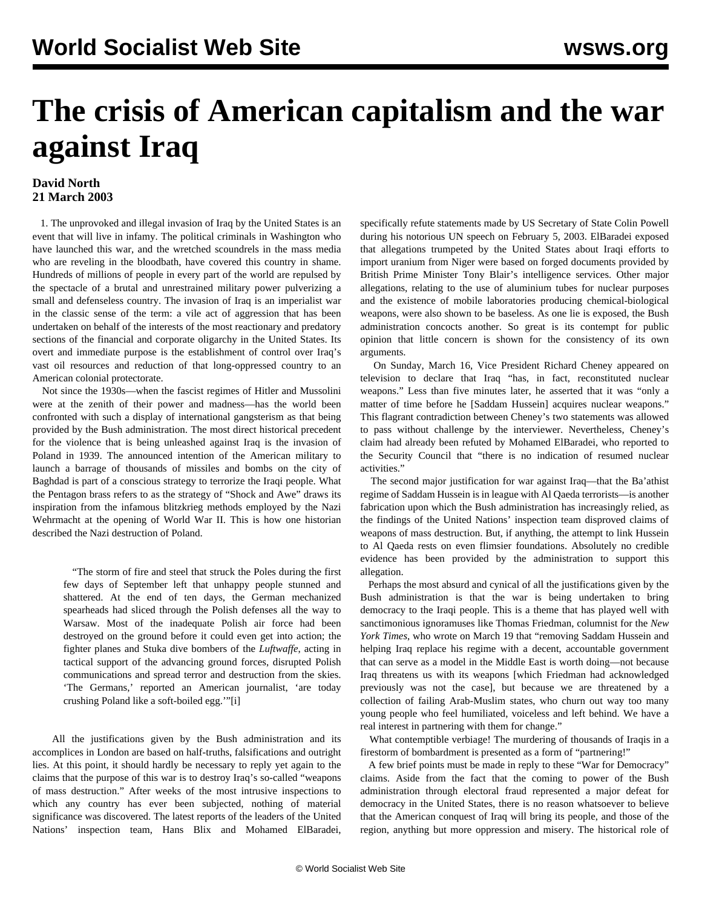# The crisis of American capitalism and the war against Iraq

**David North**
**21 March 2003**

1. The unprovoked and illegal invasion of Iraq by the United States is an event that will live in infamy. The political criminals in Washington who have launched this war, and the wretched scoundrels in the mass media who are reveling in the bloodbath, have covered this country in shame. Hundreds of millions of people in every part of the world are repulsed by the spectacle of a brutal and unrestrained military power pulverizing a small and defenseless country. The invasion of Iraq is an imperialist war in the classic sense of the term: a vile act of aggression that has been undertaken on behalf of the interests of the most reactionary and predatory sections of the financial and corporate oligarchy in the United States. Its overt and immediate purpose is the establishment of control over Iraq's vast oil resources and reduction of that long-oppressed country to an American colonial protectorate.

Not since the 1930s—when the fascist regimes of Hitler and Mussolini were at the zenith of their power and madness—has the world been confronted with such a display of international gangsterism as that being provided by the Bush administration. The most direct historical precedent for the violence that is being unleashed against Iraq is the invasion of Poland in 1939. The announced intention of the American military to launch a barrage of thousands of missiles and bombs on the city of Baghdad is part of a conscious strategy to terrorize the Iraqi people. What the Pentagon brass refers to as the strategy of "Shock and Awe" draws its inspiration from the infamous blitzkrieg methods employed by the Nazi Wehrmacht at the opening of World War II. This is how one historian described the Nazi destruction of Poland.

> "The storm of fire and steel that struck the Poles during the first few days of September left that unhappy people stunned and shattered. At the end of ten days, the German mechanized spearheads had sliced through the Polish defenses all the way to Warsaw. Most of the inadequate Polish air force had been destroyed on the ground before it could even get into action; the fighter planes and Stuka dive bombers of the *Luftwaffe*, acting in tactical support of the advancing ground forces, disrupted Polish communications and spread terror and destruction from the skies. 'The Germans,' reported an American journalist, 'are today crushing Poland like a soft-boiled egg.'"[i]

All the justifications given by the Bush administration and its accomplices in London are based on half-truths, falsifications and outright lies. At this point, it should hardly be necessary to reply yet again to the claims that the purpose of this war is to destroy Iraq's so-called "weapons of mass destruction." After weeks of the most intrusive inspections to which any country has ever been subjected, nothing of material significance was discovered. The latest reports of the leaders of the United Nations' inspection team, Hans Blix and Mohamed ElBaradei, specifically refute statements made by US Secretary of State Colin Powell during his notorious UN speech on February 5, 2003. ElBaradei exposed that allegations trumpeted by the United States about Iraqi efforts to import uranium from Niger were based on forged documents provided by British Prime Minister Tony Blair's intelligence services. Other major allegations, relating to the use of aluminium tubes for nuclear purposes and the existence of mobile laboratories producing chemical-biological weapons, were also shown to be baseless. As one lie is exposed, the Bush administration concocts another. So great is its contempt for public opinion that little concern is shown for the consistency of its own arguments.

On Sunday, March 16, Vice President Richard Cheney appeared on television to declare that Iraq "has, in fact, reconstituted nuclear weapons." Less than five minutes later, he asserted that it was "only a matter of time before he [Saddam Hussein] acquires nuclear weapons." This flagrant contradiction between Cheney's two statements was allowed to pass without challenge by the interviewer. Nevertheless, Cheney's claim had already been refuted by Mohamed ElBaradei, who reported to the Security Council that "there is no indication of resumed nuclear activities."

The second major justification for war against Iraq—that the Ba'athist regime of Saddam Hussein is in league with Al Qaeda terrorists—is another fabrication upon which the Bush administration has increasingly relied, as the findings of the United Nations' inspection team disproved claims of weapons of mass destruction. But, if anything, the attempt to link Hussein to Al Qaeda rests on even flimsier foundations. Absolutely no credible evidence has been provided by the administration to support this allegation.

Perhaps the most absurd and cynical of all the justifications given by the Bush administration is that the war is being undertaken to bring democracy to the Iraqi people. This is a theme that has played well with sanctimonious ignoramuses like Thomas Friedman, columnist for the *New York Times*, who wrote on March 19 that "removing Saddam Hussein and helping Iraq replace his regime with a decent, accountable government that can serve as a model in the Middle East is worth doing—not because Iraq threatens us with its weapons [which Friedman had acknowledged previously was not the case], but because we are threatened by a collection of failing Arab-Muslim states, who churn out way too many young people who feel humiliated, voiceless and left behind. We have a real interest in partnering with them for change."

What contemptible verbiage! The murdering of thousands of Iraqis in a firestorm of bombardment is presented as a form of "partnering!"

A few brief points must be made in reply to these "War for Democracy" claims. Aside from the fact that the coming to power of the Bush administration through electoral fraud represented a major defeat for democracy in the United States, there is no reason whatsoever to believe that the American conquest of Iraq will bring its people, and those of the region, anything but more oppression and misery. The historical role of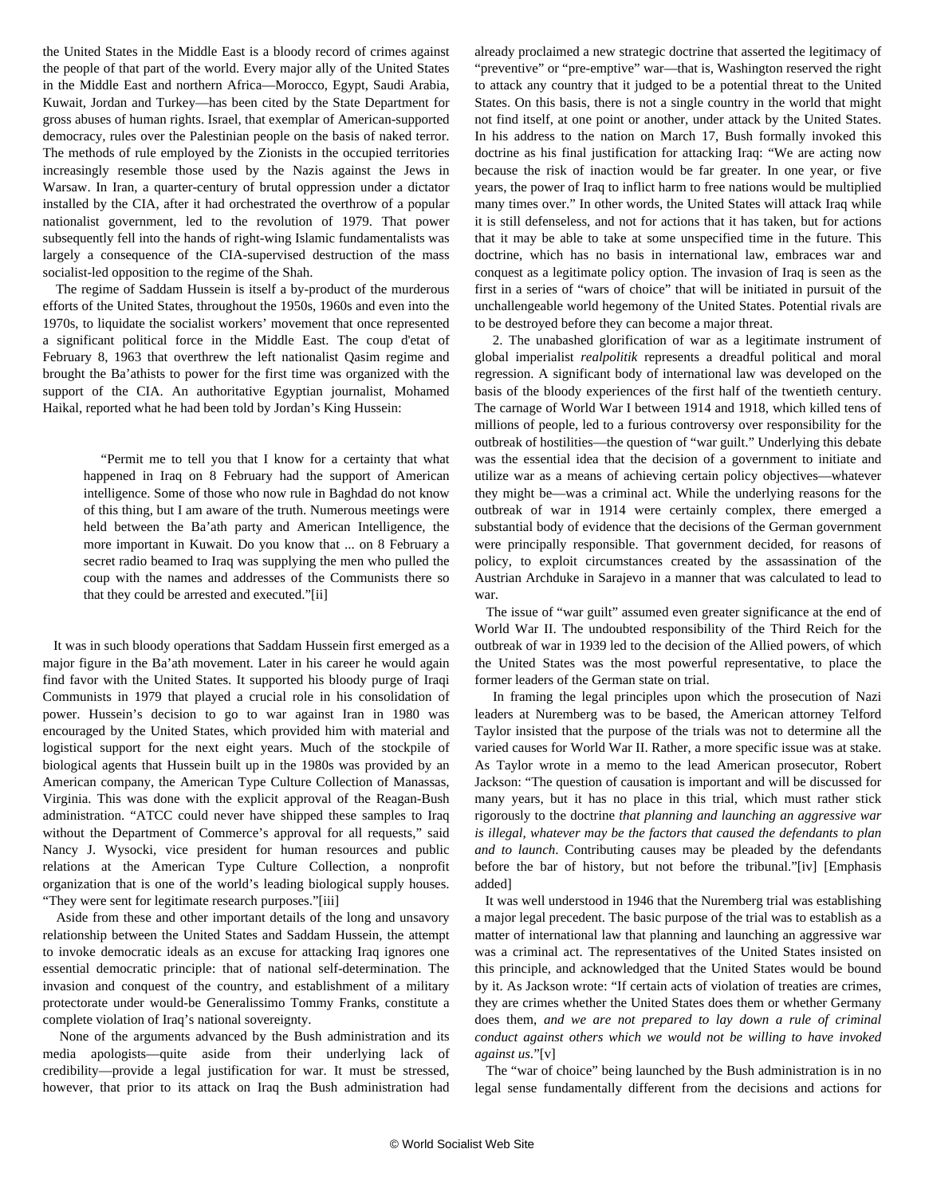the United States in the Middle East is a bloody record of crimes against the people of that part of the world. Every major ally of the United States in the Middle East and northern Africa—Morocco, Egypt, Saudi Arabia, Kuwait, Jordan and Turkey—has been cited by the State Department for gross abuses of human rights. Israel, that exemplar of American-supported democracy, rules over the Palestinian people on the basis of naked terror. The methods of rule employed by the Zionists in the occupied territories increasingly resemble those used by the Nazis against the Jews in Warsaw. In Iran, a quarter-century of brutal oppression under a dictator installed by the CIA, after it had orchestrated the overthrow of a popular nationalist government, led to the revolution of 1979. That power subsequently fell into the hands of right-wing Islamic fundamentalists was largely a consequence of the CIA-supervised destruction of the mass socialist-led opposition to the regime of the Shah.

The regime of Saddam Hussein is itself a by-product of the murderous efforts of the United States, throughout the 1950s, 1960s and even into the 1970s, to liquidate the socialist workers' movement that once represented a significant political force in the Middle East. The coup d'etat of February 8, 1963 that overthrew the left nationalist Qasim regime and brought the Ba'athists to power for the first time was organized with the support of the CIA. An authoritative Egyptian journalist, Mohamed Haikal, reported what he had been told by Jordan's King Hussein:

> "Permit me to tell you that I know for a certainty that what happened in Iraq on 8 February had the support of American intelligence. Some of those who now rule in Baghdad do not know of this thing, but I am aware of the truth. Numerous meetings were held between the Ba'ath party and American Intelligence, the more important in Kuwait. Do you know that ... on 8 February a secret radio beamed to Iraq was supplying the men who pulled the coup with the names and addresses of the Communists there so that they could be arrested and executed."[ii]

It was in such bloody operations that Saddam Hussein first emerged as a major figure in the Ba'ath movement. Later in his career he would again find favor with the United States. It supported his bloody purge of Iraqi Communists in 1979 that played a crucial role in his consolidation of power. Hussein's decision to go to war against Iran in 1980 was encouraged by the United States, which provided him with material and logistical support for the next eight years. Much of the stockpile of biological agents that Hussein built up in the 1980s was provided by an American company, the American Type Culture Collection of Manassas, Virginia. This was done with the explicit approval of the Reagan-Bush administration. "ATCC could never have shipped these samples to Iraq without the Department of Commerce's approval for all requests," said Nancy J. Wysocki, vice president for human resources and public relations at the American Type Culture Collection, a nonprofit organization that is one of the world's leading biological supply houses. "They were sent for legitimate research purposes."[iii]

Aside from these and other important details of the long and unsavory relationship between the United States and Saddam Hussein, the attempt to invoke democratic ideals as an excuse for attacking Iraq ignores one essential democratic principle: that of national self-determination. The invasion and conquest of the country, and establishment of a military protectorate under would-be Generalissimo Tommy Franks, constitute a complete violation of Iraq's national sovereignty.

None of the arguments advanced by the Bush administration and its media apologists—quite aside from their underlying lack of credibility—provide a legal justification for war. It must be stressed, however, that prior to its attack on Iraq the Bush administration had already proclaimed a new strategic doctrine that asserted the legitimacy of "preventive" or "pre-emptive" war—that is, Washington reserved the right to attack any country that it judged to be a potential threat to the United States. On this basis, there is not a single country in the world that might not find itself, at one point or another, under attack by the United States. In his address to the nation on March 17, Bush formally invoked this doctrine as his final justification for attacking Iraq: "We are acting now because the risk of inaction would be far greater. In one year, or five years, the power of Iraq to inflict harm to free nations would be multiplied many times over." In other words, the United States will attack Iraq while it is still defenseless, and not for actions that it has taken, but for actions that it may be able to take at some unspecified time in the future. This doctrine, which has no basis in international law, embraces war and conquest as a legitimate policy option. The invasion of Iraq is seen as the first in a series of "wars of choice" that will be initiated in pursuit of the unchallengeable world hegemony of the United States. Potential rivals are to be destroyed before they can become a major threat.

2. The unabashed glorification of war as a legitimate instrument of global imperialist *realpolitik* represents a dreadful political and moral regression. A significant body of international law was developed on the basis of the bloody experiences of the first half of the twentieth century. The carnage of World War I between 1914 and 1918, which killed tens of millions of people, led to a furious controversy over responsibility for the outbreak of hostilities—the question of "war guilt." Underlying this debate was the essential idea that the decision of a government to initiate and utilize war as a means of achieving certain policy objectives—whatever they might be—was a criminal act. While the underlying reasons for the outbreak of war in 1914 were certainly complex, there emerged a substantial body of evidence that the decisions of the German government were principally responsible. That government decided, for reasons of policy, to exploit circumstances created by the assassination of the Austrian Archduke in Sarajevo in a manner that was calculated to lead to war.

The issue of "war guilt" assumed even greater significance at the end of World War II. The undoubted responsibility of the Third Reich for the outbreak of war in 1939 led to the decision of the Allied powers, of which the United States was the most powerful representative, to place the former leaders of the German state on trial.

In framing the legal principles upon which the prosecution of Nazi leaders at Nuremberg was to be based, the American attorney Telford Taylor insisted that the purpose of the trials was not to determine all the varied causes for World War II. Rather, a more specific issue was at stake. As Taylor wrote in a memo to the lead American prosecutor, Robert Jackson: "The question of causation is important and will be discussed for many years, but it has no place in this trial, which must rather stick rigorously to the doctrine *that planning and launching an aggressive war is illegal, whatever may be the factors that caused the defendants to plan and to launch*. Contributing causes may be pleaded by the defendants before the bar of history, but not before the tribunal."[iv] [Emphasis added]

It was well understood in 1946 that the Nuremberg trial was establishing a major legal precedent. The basic purpose of the trial was to establish as a matter of international law that planning and launching an aggressive war was a criminal act. The representatives of the United States insisted on this principle, and acknowledged that the United States would be bound by it. As Jackson wrote: "If certain acts of violation of treaties are crimes, they are crimes whether the United States does them or whether Germany does them, *and we are not prepared to lay down a rule of criminal conduct against others which we would not be willing to have invoked against us*."[v]

The "war of choice" being launched by the Bush administration is in no legal sense fundamentally different from the decisions and actions for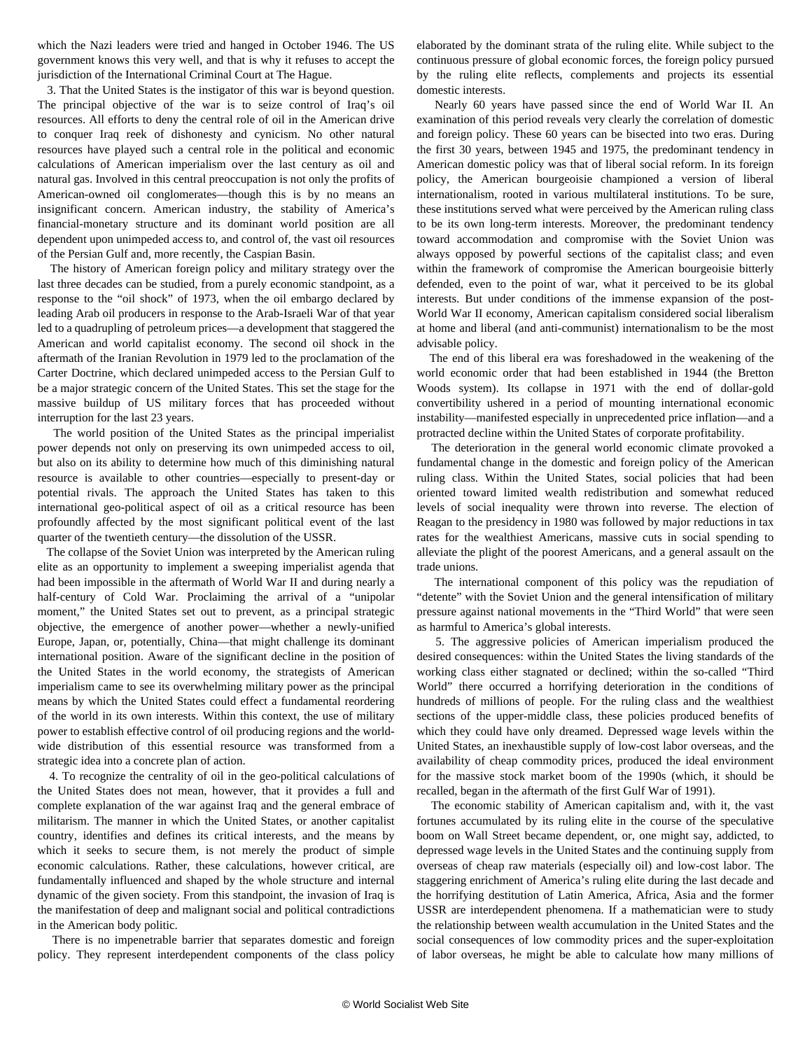which the Nazi leaders were tried and hanged in October 1946. The US government knows this very well, and that is why it refuses to accept the jurisdiction of the International Criminal Court at The Hague.

3. That the United States is the instigator of this war is beyond question. The principal objective of the war is to seize control of Iraq's oil resources. All efforts to deny the central role of oil in the American drive to conquer Iraq reek of dishonesty and cynicism. No other natural resources have played such a central role in the political and economic calculations of American imperialism over the last century as oil and natural gas. Involved in this central preoccupation is not only the profits of American-owned oil conglomerates—though this is by no means an insignificant concern. American industry, the stability of America's financial-monetary structure and its dominant world position are all dependent upon unimpeded access to, and control of, the vast oil resources of the Persian Gulf and, more recently, the Caspian Basin.

The history of American foreign policy and military strategy over the last three decades can be studied, from a purely economic standpoint, as a response to the "oil shock" of 1973, when the oil embargo declared by leading Arab oil producers in response to the Arab-Israeli War of that year led to a quadrupling of petroleum prices—a development that staggered the American and world capitalist economy. The second oil shock in the aftermath of the Iranian Revolution in 1979 led to the proclamation of the Carter Doctrine, which declared unimpeded access to the Persian Gulf to be a major strategic concern of the United States. This set the stage for the massive buildup of US military forces that has proceeded without interruption for the last 23 years.

The world position of the United States as the principal imperialist power depends not only on preserving its own unimpeded access to oil, but also on its ability to determine how much of this diminishing natural resource is available to other countries—especially to present-day or potential rivals. The approach the United States has taken to this international geo-political aspect of oil as a critical resource has been profoundly affected by the most significant political event of the last quarter of the twentieth century—the dissolution of the USSR.

The collapse of the Soviet Union was interpreted by the American ruling elite as an opportunity to implement a sweeping imperialist agenda that had been impossible in the aftermath of World War II and during nearly a half-century of Cold War. Proclaiming the arrival of a "unipolar moment," the United States set out to prevent, as a principal strategic objective, the emergence of another power—whether a newly-unified Europe, Japan, or, potentially, China—that might challenge its dominant international position. Aware of the significant decline in the position of the United States in the world economy, the strategists of American imperialism came to see its overwhelming military power as the principal means by which the United States could effect a fundamental reordering of the world in its own interests. Within this context, the use of military power to establish effective control of oil producing regions and the world-wide distribution of this essential resource was transformed from a strategic idea into a concrete plan of action.

4. To recognize the centrality of oil in the geo-political calculations of the United States does not mean, however, that it provides a full and complete explanation of the war against Iraq and the general embrace of militarism. The manner in which the United States, or another capitalist country, identifies and defines its critical interests, and the means by which it seeks to secure them, is not merely the product of simple economic calculations. Rather, these calculations, however critical, are fundamentally influenced and shaped by the whole structure and internal dynamic of the given society. From this standpoint, the invasion of Iraq is the manifestation of deep and malignant social and political contradictions in the American body politic.

There is no impenetrable barrier that separates domestic and foreign policy. They represent interdependent components of the class policy elaborated by the dominant strata of the ruling elite. While subject to the continuous pressure of global economic forces, the foreign policy pursued by the ruling elite reflects, complements and projects its essential domestic interests.

Nearly 60 years have passed since the end of World War II. An examination of this period reveals very clearly the correlation of domestic and foreign policy. These 60 years can be bisected into two eras. During the first 30 years, between 1945 and 1975, the predominant tendency in American domestic policy was that of liberal social reform. In its foreign policy, the American bourgeoisie championed a version of liberal internationalism, rooted in various multilateral institutions. To be sure, these institutions served what were perceived by the American ruling class to be its own long-term interests. Moreover, the predominant tendency toward accommodation and compromise with the Soviet Union was always opposed by powerful sections of the capitalist class; and even within the framework of compromise the American bourgeoisie bitterly defended, even to the point of war, what it perceived to be its global interests. But under conditions of the immense expansion of the post-World War II economy, American capitalism considered social liberalism at home and liberal (and anti-communist) internationalism to be the most advisable policy.

The end of this liberal era was foreshadowed in the weakening of the world economic order that had been established in 1944 (the Bretton Woods system). Its collapse in 1971 with the end of dollar-gold convertibility ushered in a period of mounting international economic instability—manifested especially in unprecedented price inflation—and a protracted decline within the United States of corporate profitability.

The deterioration in the general world economic climate provoked a fundamental change in the domestic and foreign policy of the American ruling class. Within the United States, social policies that had been oriented toward limited wealth redistribution and somewhat reduced levels of social inequality were thrown into reverse. The election of Reagan to the presidency in 1980 was followed by major reductions in tax rates for the wealthiest Americans, massive cuts in social spending to alleviate the plight of the poorest Americans, and a general assault on the trade unions.

The international component of this policy was the repudiation of "detente" with the Soviet Union and the general intensification of military pressure against national movements in the "Third World" that were seen as harmful to America's global interests.

5. The aggressive policies of American imperialism produced the desired consequences: within the United States the living standards of the working class either stagnated or declined; within the so-called "Third World" there occurred a horrifying deterioration in the conditions of hundreds of millions of people. For the ruling class and the wealthiest sections of the upper-middle class, these policies produced benefits of which they could have only dreamed. Depressed wage levels within the United States, an inexhaustible supply of low-cost labor overseas, and the availability of cheap commodity prices, produced the ideal environment for the massive stock market boom of the 1990s (which, it should be recalled, began in the aftermath of the first Gulf War of 1991).

The economic stability of American capitalism and, with it, the vast fortunes accumulated by its ruling elite in the course of the speculative boom on Wall Street became dependent, or, one might say, addicted, to depressed wage levels in the United States and the continuing supply from overseas of cheap raw materials (especially oil) and low-cost labor. The staggering enrichment of America's ruling elite during the last decade and the horrifying destitution of Latin America, Africa, Asia and the former USSR are interdependent phenomena. If a mathematician were to study the relationship between wealth accumulation in the United States and the social consequences of low commodity prices and the super-exploitation of labor overseas, he might be able to calculate how many millions of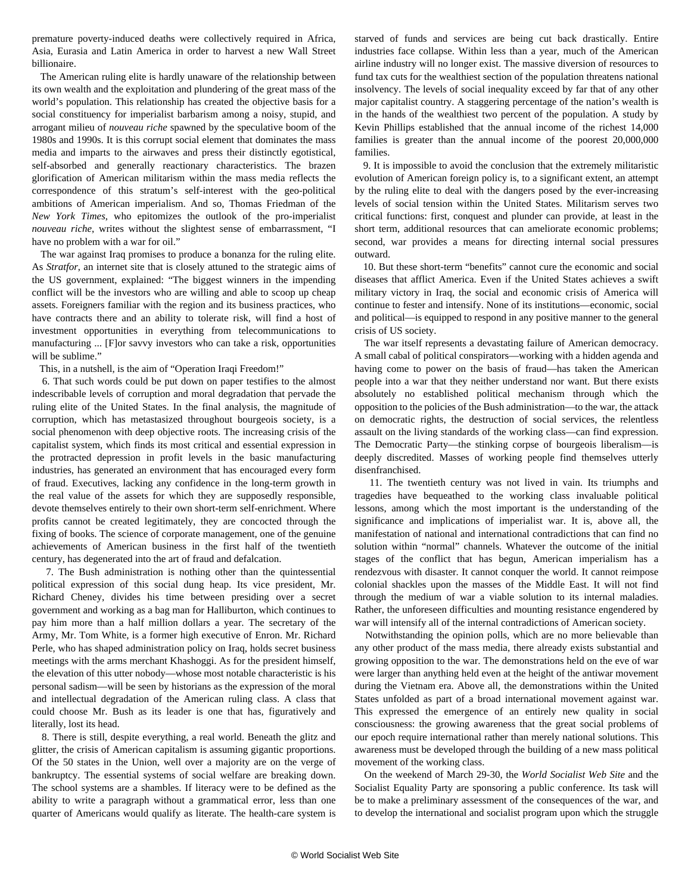premature poverty-induced deaths were collectively required in Africa, Asia, Eurasia and Latin America in order to harvest a new Wall Street billionaire.

The American ruling elite is hardly unaware of the relationship between its own wealth and the exploitation and plundering of the great mass of the world's population. This relationship has created the objective basis for a social constituency for imperialist barbarism among a noisy, stupid, and arrogant milieu of *nouveau riche* spawned by the speculative boom of the 1980s and 1990s. It is this corrupt social element that dominates the mass media and imparts to the airwaves and press their distinctly egotistical, self-absorbed and generally reactionary characteristics. The brazen glorification of American militarism within the mass media reflects the correspondence of this stratum's self-interest with the geo-political ambitions of American imperialism. And so, Thomas Friedman of the *New York Times*, who epitomizes the outlook of the pro-imperialist *nouveau riche*, writes without the slightest sense of embarrassment, "I have no problem with a war for oil."

The war against Iraq promises to produce a bonanza for the ruling elite. As *Stratfor*, an internet site that is closely attuned to the strategic aims of the US government, explained: "The biggest winners in the impending conflict will be the investors who are willing and able to scoop up cheap assets. Foreigners familiar with the region and its business practices, who have contracts there and an ability to tolerate risk, will find a host of investment opportunities in everything from telecommunications to manufacturing ... [F]or savvy investors who can take a risk, opportunities will be sublime."

This, in a nutshell, is the aim of "Operation Iraqi Freedom!"

6. That such words could be put down on paper testifies to the almost indescribable levels of corruption and moral degradation that pervade the ruling elite of the United States. In the final analysis, the magnitude of corruption, which has metastasized throughout bourgeois society, is a social phenomenon with deep objective roots. The increasing crisis of the capitalist system, which finds its most critical and essential expression in the protracted depression in profit levels in the basic manufacturing industries, has generated an environment that has encouraged every form of fraud. Executives, lacking any confidence in the long-term growth in the real value of the assets for which they are supposedly responsible, devote themselves entirely to their own short-term self-enrichment. Where profits cannot be created legitimately, they are concocted through the fixing of books. The science of corporate management, one of the genuine achievements of American business in the first half of the twentieth century, has degenerated into the art of fraud and defalcation.

7. The Bush administration is nothing other than the quintessential political expression of this social dung heap. Its vice president, Mr. Richard Cheney, divides his time between presiding over a secret government and working as a bag man for Halliburton, which continues to pay him more than a half million dollars a year. The secretary of the Army, Mr. Tom White, is a former high executive of Enron. Mr. Richard Perle, who has shaped administration policy on Iraq, holds secret business meetings with the arms merchant Khashoggi. As for the president himself, the elevation of this utter nobody—whose most notable characteristic is his personal sadism—will be seen by historians as the expression of the moral and intellectual degradation of the American ruling class. A class that could choose Mr. Bush as its leader is one that has, figuratively and literally, lost its head.

8. There is still, despite everything, a real world. Beneath the glitz and glitter, the crisis of American capitalism is assuming gigantic proportions. Of the 50 states in the Union, well over a majority are on the verge of bankruptcy. The essential systems of social welfare are breaking down. The school systems are a shambles. If literacy were to be defined as the ability to write a paragraph without a grammatical error, less than one quarter of Americans would qualify as literate. The health-care system is starved of funds and services are being cut back drastically. Entire industries face collapse. Within less than a year, much of the American airline industry will no longer exist. The massive diversion of resources to fund tax cuts for the wealthiest section of the population threatens national insolvency. The levels of social inequality exceed by far that of any other major capitalist country. A staggering percentage of the nation's wealth is in the hands of the wealthiest two percent of the population. A study by Kevin Phillips established that the annual income of the richest 14,000 families is greater than the annual income of the poorest 20,000,000 families.

9. It is impossible to avoid the conclusion that the extremely militaristic evolution of American foreign policy is, to a significant extent, an attempt by the ruling elite to deal with the dangers posed by the ever-increasing levels of social tension within the United States. Militarism serves two critical functions: first, conquest and plunder can provide, at least in the short term, additional resources that can ameliorate economic problems; second, war provides a means for directing internal social pressures outward.

10. But these short-term "benefits" cannot cure the economic and social diseases that afflict America. Even if the United States achieves a swift military victory in Iraq, the social and economic crisis of America will continue to fester and intensify. None of its institutions—economic, social and political—is equipped to respond in any positive manner to the general crisis of US society.

The war itself represents a devastating failure of American democracy. A small cabal of political conspirators—working with a hidden agenda and having come to power on the basis of fraud—has taken the American people into a war that they neither understand nor want. But there exists absolutely no established political mechanism through which the opposition to the policies of the Bush administration—to the war, the attack on democratic rights, the destruction of social services, the relentless assault on the living standards of the working class—can find expression. The Democratic Party—the stinking corpse of bourgeois liberalism—is deeply discredited. Masses of working people find themselves utterly disenfranchised.

11. The twentieth century was not lived in vain. Its triumphs and tragedies have bequeathed to the working class invaluable political lessons, among which the most important is the understanding of the significance and implications of imperialist war. It is, above all, the manifestation of national and international contradictions that can find no solution within "normal" channels. Whatever the outcome of the initial stages of the conflict that has begun, American imperialism has a rendezvous with disaster. It cannot conquer the world. It cannot reimpose colonial shackles upon the masses of the Middle East. It will not find through the medium of war a viable solution to its internal maladies. Rather, the unforeseen difficulties and mounting resistance engendered by war will intensify all of the internal contradictions of American society.

Notwithstanding the opinion polls, which are no more believable than any other product of the mass media, there already exists substantial and growing opposition to the war. The demonstrations held on the eve of war were larger than anything held even at the height of the antiwar movement during the Vietnam era. Above all, the demonstrations within the United States unfolded as part of a broad international movement against war. This expressed the emergence of an entirely new quality in social consciousness: the growing awareness that the great social problems of our epoch require international rather than merely national solutions. This awareness must be developed through the building of a new mass political movement of the working class.

On the weekend of March 29-30, the *World Socialist Web Site* and the Socialist Equality Party are sponsoring a public conference. Its task will be to make a preliminary assessment of the consequences of the war, and to develop the international and socialist program upon which the struggle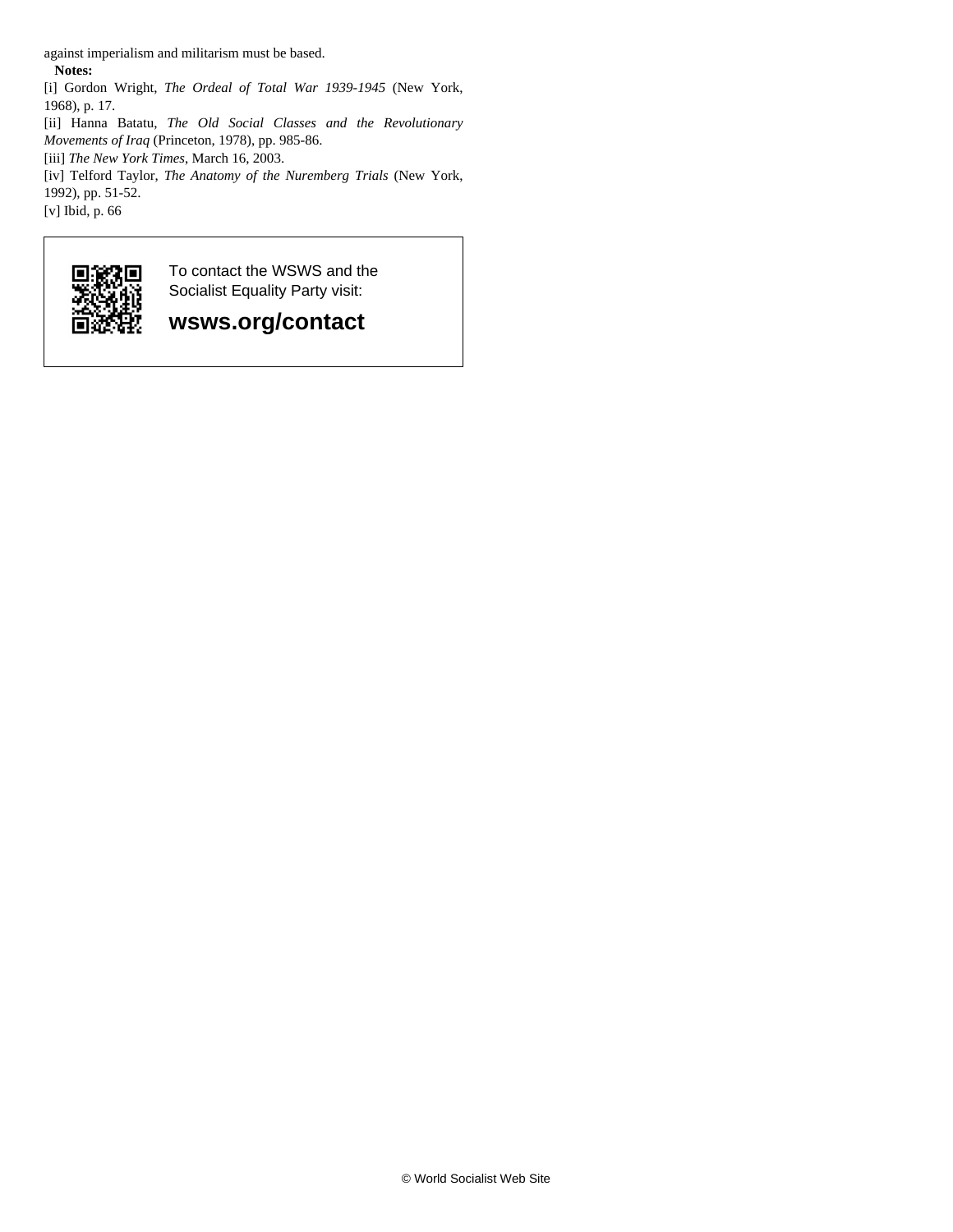against imperialism and militarism must be based.

**Notes:**

[i] Gordon Wright, *The Ordeal of Total War 1939-1945* (New York, 1968), p. 17.

[ii] Hanna Batatu, *The Old Social Classes and the Revolutionary Movements of Iraq* (Princeton, 1978), pp. 985-86.

[iii] *The New York Times*, March 16, 2003.

[iv] Telford Taylor, *The Anatomy of the Nuremberg Trials* (New York, 1992), pp. 51-52.

[v] Ibid, p. 66

To contact the WSWS and the Socialist Equality Party visit:

**wsws.org/contact**